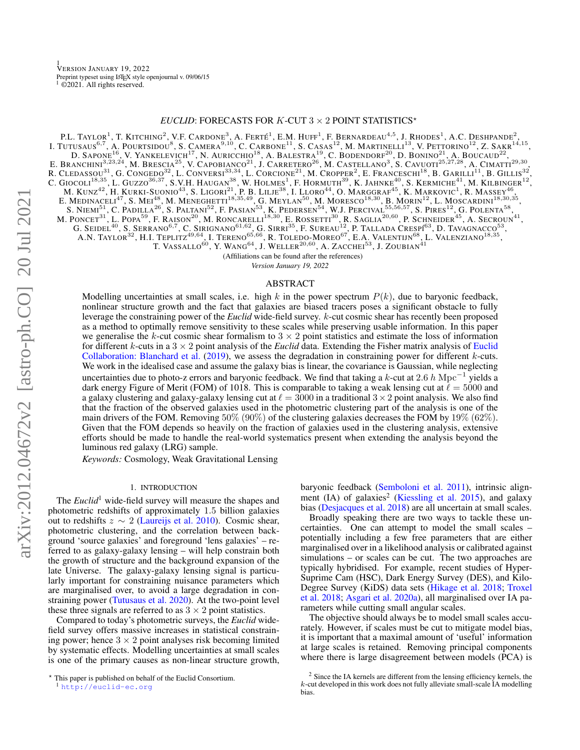VERSION JANUARY 19, 2022
Preprint typeset using LaTeX style openjournal v. 09/06/15
[1] ©2021. All rights reserved.

# *EUCLID*: FORECASTS FOR $K$-CUT $3 \times 2$ POINT STATISTICS*

P.L. TAYLOR[1], T. KITCHING[2], V.F. CARDONE[3], A. FERTÉ[1], E.M. HUFF[1], F. BERNARDEAU[4,5], J. RHODES[1], A.C. DESHPANDE[2], I. TUTUSAUS[6,7], A. POURTSIDOU[8], S. CAMERA[9,10], C. CARBONE[11], S. CASAS[12], M. MARTINELLI[13], V. PETTORINO[12], Z. SAKR[14,15], D. SAPONE[16], V. YANKELEVICH[17], N. AURICCHIO[18], A. BALESTRA[19], C. BODENDORF[20], D. BONINO[21], A. BOUCAUD[22], E. BRANCHINI[3,23,24], M. BRESCIA[25], V. CAPOBIANCO[21], J. CARRETERO[26], M. CASTELLANO[3], S. CAVUOTI[25,27,28], A. CIMATTI[29,30], R. CLEDASSOU[31], G. CONGEDO[32], L. CONVERSI[33,34], L. CORCIONE[21], M. CROPPER[2], E. FRANCESCHI[18], B. GARILLI[11], B. GILLIS[32], C. GIOCOLI[18,35], L. GUZZO[36,37], S.V.H. HAUGAN[38], W. HOLMES[1], F. HORMUTH[39], K. JAHNKE[40], S. KERMICHE[41], M. KILBINGER[12], M. KUNZ[42], H. KURKI-SUONIO[43], S. LIGORI[21], P. B. LILJE[38], I. LLORO[44], O. MARGGRAF[45], K. MARKOVIC[1], R. MASSEY[46], E. MEDINACELI[47], S. MEI[48], M. MENEGHETTI[18,35,49], G. MEYLAN[50], M. MORESCO[18,30], B. MORIN[12], L. MOSCARDINI[18,30,35], S. NIEMI[51], C. PADILLA[26], S. PALTANI[52], F. PASIAN[53], K. PEDERSEN[54], W.J. PERCIVAL[55,56,57], S. PIRES[12], G. POLENTA[58], M. PONCET[31], L. POPA[59], F. RAISON[20], M. RONCARELLI[18,30], E. ROSSETTI[30], R. SAGLIA[20,60], P. SCHNEIDER[45], A. SECROUN[41], G. SEIDEL[40], S. SERRANO[6,7], C. SIRIGNANO[61,62], G. SIRRI[35], F. SUREAU[12], P. TALLADA CRESPÍ[63], D. TAVAGNACCO[53], A.N. TAYLOR[32], H.I. TEPLITZ[49,64], I. TERENO[65,66], R. TOLEDO-MOREO[67], E.A. VALENTIJN[68], L. VALENZIANO[18,35], T. VASSALLO[60], Y. WANG[64], J. WELLER[20,60], A. ZACCHEI[53], J. ZOUBIAN[41]

(Affiliations can be found after the references)

*Version January 19, 2022*

## ABSTRACT

Modelling uncertainties at small scales, i.e. high $k$ in the power spectrum $P(k)$, due to baryonic feedback, nonlinear structure growth and the fact that galaxies are biased tracers poses a significant obstacle to fully leverage the constraining power of the *Euclid* wide-field survey. $k$-cut cosmic shear has recently been proposed as a method to optimally remove sensitivity to these scales while preserving usable information. In this paper we generalise the $k$-cut cosmic shear formalism to $3 \times 2$ point statistics and estimate the loss of information for different $k$-cuts in a $3 \times 2$ point analysis of the *Euclid* data. Extending the Fisher matrix analysis of Euclid Collaboration: Blanchard et al. (2019), we assess the degradation in constraining power for different $k$-cuts. We work in the idealised case and assume the galaxy bias is linear, the covariance is Gaussian, while neglecting uncertainties due to photo-z errors and baryonic feedback. We find that taking a $k$-cut at $2.6\ h\ \mathrm{Mpc}^{-1}$ yields a dark energy Figure of Merit (FOM) of 1018. This is comparable to taking a weak lensing cut at $\ell = 5000$ and a galaxy clustering and galaxy-galaxy lensing cut at $\ell = 3000$ in a traditional $3 \times 2$ point analysis. We also find that the fraction of the observed galaxies used in the photometric clustering part of the analysis is one of the main drivers of the FOM. Removing $50\%$ ($90\%$) of the clustering galaxies decreases the FOM by $19\%$ ($62\%$). Given that the FOM depends so heavily on the fraction of galaxies used in the clustering analysis, extensive efforts should be made to handle the real-world systematics present when extending the analysis beyond the luminous red galaxy (LRG) sample.

*Keywords:* Cosmology, Weak Gravitational Lensing

## 1. INTRODUCTION

The *Euclid*[1] wide-field survey will measure the shapes and photometric redshifts of approximately 1.5 billion galaxies out to redshifts $z \sim 2$ (Laureijs et al. 2010). Cosmic shear, photometric clustering, and the correlation between background 'source galaxies' and foreground 'lens galaxies' – referred to as galaxy-galaxy lensing – will help constrain both the growth of structure and the background expansion of the late Universe. The galaxy-galaxy lensing signal is particularly important for constraining nuisance parameters which are marginalised over, to avoid a large degradation in constraining power (Tutusaus et al. 2020). At the two-point level these three signals are referred to as $3 \times 2$ point statistics.

Compared to today's photometric surveys, the *Euclid* wide-field survey offers massive increases in statistical constraining power; hence $3 \times 2$ point analyses risk becoming limited by systematic effects. Modelling uncertainties at small scales is one of the primary causes as non-linear structure growth, baryonic feedback (Semboloni et al. 2011), intrinsic alignment (IA) of galaxies[2] (Kiessling et al. 2015), and galaxy bias (Desjacques et al. 2018) are all uncertain at small scales.

Broadly speaking there are two ways to tackle these uncertainties. One can attempt to model the small scales – potentially including a few free parameters that are either marginalised over in a likelihood analysis or calibrated against simulations – or scales can be cut. The two approaches are typically hybridised. For example, recent studies of Hyper-Suprime Cam (HSC), Dark Energy Survey (DES), and Kilo-Degree Survey (KiDS) data sets (Hikage et al. 2018; Troxel et al. 2018; Asgari et al. 2020a), all marginalised over IA parameters while cutting small angular scales.

The objective should always be to model small scales accurately. However, if scales must be cut to mitigate model bias, it is important that a maximal amount of 'useful' information at large scales is retained. Removing principal components where there is large disagreement between models (PCA) is

* This paper is published on behalf of the Euclid Consortium.
[1] http://euclid-ec.org

[2] Since the IA kernels are different from the lensing efficiency kernels, the $k$-cut developed in this work does not fully alleviate small-scale IA modelling bias.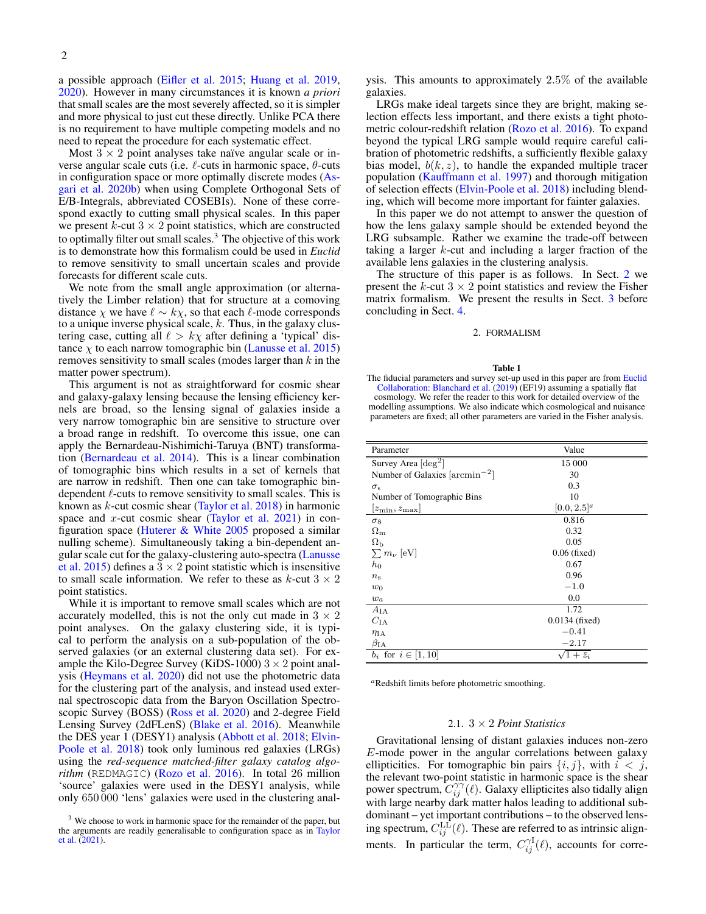a possible approach (Eifler et al. 2015; Huang et al. 2019, 2020). However in many circumstances it is known *a priori* that small scales are the most severely affected, so it is simpler and more physical to just cut these directly. Unlike PCA there is no requirement to have multiple competing models and no need to repeat the procedure for each systematic effect.

Most $3\times2$ point analyses take naïve angular scale or inverse angular scale cuts (i.e. $\ell$-cuts in harmonic space, $\theta$-cuts in configuration space or more optimally discrete modes (Asgari et al. 2020b) when using Complete Orthogonal Sets of E/B-Integrals, abbreviated COSEBIs). None of these correspond exactly to cutting small physical scales. In this paper we present $k$-cut $3\times2$ point statistics, which are constructed to optimally filter out small scales.[3] The objective of this work is to demonstrate how this formalism could be used in *Euclid* to remove sensitivity to small uncertain scales and provide forecasts for different scale cuts.

We note from the small angle approximation (or alternatively the Limber relation) that for structure at a comoving distance $\chi$ we have $\ell \sim k\chi$, so that each $\ell$-mode corresponds to a unique inverse physical scale, $k$. Thus, in the galaxy clustering case, cutting all $\ell > k\chi$ after defining a 'typical' distance $\chi$ to each narrow tomographic bin (Lanusse et al. 2015) removes sensitivity to small scales (modes larger than $k$ in the matter power spectrum).

This argument is not as straightforward for cosmic shear and galaxy-galaxy lensing because the lensing efficiency kernels are broad, so the lensing signal of galaxies inside a very narrow tomographic bin are sensitive to structure over a broad range in redshift. To overcome this issue, one can apply the Bernardeau-Nishimichi-Taruya (BNT) transformation (Bernardeau et al. 2014). This is a linear combination of tomographic bins which results in a set of kernels that are narrow in redshift. Then one can take tomographic bin-dependent $\ell$-cuts to remove sensitivity to small scales. This is known as $k$-cut cosmic shear (Taylor et al. 2018) in harmonic space and $x$-cut cosmic shear (Taylor et al. 2021) in configuration space (Huterer & White 2005 proposed a similar nulling scheme). Simultaneously taking a bin-dependent angular scale cut for the galaxy-clustering auto-spectra (Lanusse et al. 2015) defines a $3\times2$ point statistic which is insensitive to small scale information. We refer to these as $k$-cut $3\times2$ point statistics.

While it is important to remove small scales which are not accurately modelled, this is not the only cut made in $3\times2$ point analyses. On the galaxy clustering side, it is typical to perform the analysis on a sub-population of the observed galaxies (or an external clustering data set). For example the Kilo-Degree Survey (KiDS-1000) $3\times2$ point analysis (Heymans et al. 2020) did not use the photometric data for the clustering part of the analysis, and instead used external spectroscopic data from the Baryon Oscillation Spectroscopic Survey (BOSS) (Ross et al. 2020) and 2-degree Field Lensing Survey (2dFLenS) (Blake et al. 2016). Meanwhile the DES year 1 (DESY1) analysis (Abbott et al. 2018; Elvin-Poole et al. 2018) took only luminous red galaxies (LRGs) using the *red-sequence matched-filter galaxy catalog algorithm* (REDMAGIC) (Rozo et al. 2016). In total 26 million 'source' galaxies were used in the DESY1 analysis, while only 650 000 'lens' galaxies were used in the clustering analysis. This amounts to approximately 2.5% of the available galaxies.

LRGs make ideal targets since they are bright, making selection effects less important, and there exists a tight photometric colour-redshift relation (Rozo et al. 2016). To expand beyond the typical LRG sample would require careful calibration of photometric redshifts, a sufficiently flexible galaxy bias model, $b(k,z)$, to handle the expanded multiple tracer population (Kauffmann et al. 1997) and thorough mitigation of selection effects (Elvin-Poole et al. 2018) including blending, which will become more important for fainter galaxies.

In this paper we do not attempt to answer the question of how the lens galaxy sample should be extended beyond the LRG subsample. Rather we examine the trade-off between taking a larger $k$-cut and including a larger fraction of the available lens galaxies in the clustering analysis.

The structure of this paper is as follows. In Sect. 2 we present the $k$-cut $3\times2$ point statistics and review the Fisher matrix formalism. We present the results in Sect. 3 before concluding in Sect. 4.

[3] We choose to work in harmonic space for the remainder of the paper, but the arguments are readily generalisable to configuration space as in Taylor et al. (2021).

## 2. FORMALISM

**Table 1**

The fiducial parameters and survey set-up used in this paper are from Euclid Collaboration: Blanchard et al. (2019) (EF19) assuming a spatially flat cosmology. We refer the reader to this work for detailed overview of the modelling assumptions. We also indicate which cosmological and nuisance parameters are fixed; all other parameters are varied in the Fisher analysis.

| Parameter | Value |
|---|---|
| Survey Area [deg$^2$] | 15 000 |
| Number of Galaxies [arcmin$^{-2}$] | 30 |
| $\sigma_\epsilon$ | 0.3 |
| Number of Tomographic Bins | 10 |
| $[z_{\rm min}, z_{\rm max}]$ | $[0.0, 2.5]^a$ |
| $\sigma_8$ | 0.816 |
| $\Omega_{\rm m}$ | 0.32 |
| $\Omega_{\rm b}$ | 0.05 |
| $\sum m_\nu$ [eV] | 0.06 (fixed) |
| $h_0$ | 0.67 |
| $n_{\rm s}$ | 0.96 |
| $w_0$ | $-1.0$ |
| $w_a$ | 0.0 |
| $A_{\rm IA}$ | 1.72 |
| $C_{\rm IA}$ | 0.0134 (fixed) |
| $\eta_{\rm IA}$ | $-0.41$ |
| $\beta_{\rm IA}$ | $-2.17$ |
| $b_i$ for $i \in [1, 10]$ | $\sqrt{1+\bar{z}_i}$ |

$^a$Redshift limits before photometric smoothing.

### 2.1. $3\times2$ *Point Statistics*

Gravitational lensing of distant galaxies induces non-zero $E$-mode power in the angular correlations between galaxy ellipticities. For tomographic bin pairs $\{i, j\}$, with $i < j$, the relevant two-point statistic in harmonic space is the shear power spectrum, $C^{\gamma\gamma}_{ij}(\ell)$. Galaxy ellipticites also tidally align with large nearby dark matter halos leading to additional subdominant – yet important contributions – to the observed lensing spectrum, $C^{\rm LL}_{ij}(\ell)$. These are referred to as intrinsic alignments. In particular the term, $C^{\gamma{\rm I}}_{ij}(\ell)$, accounts for corre-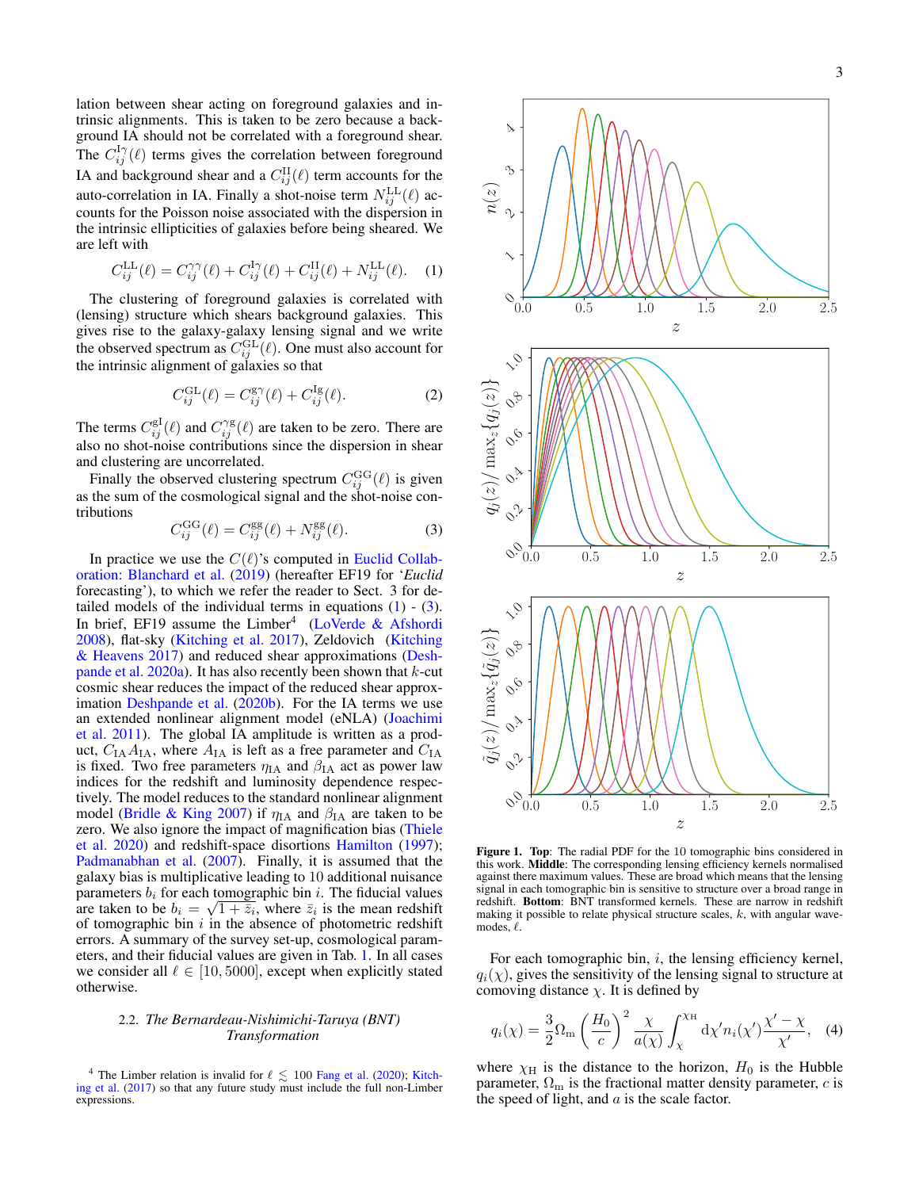lation between shear acting on foreground galaxies and intrinsic alignments. This is taken to be zero because a background IA should not be correlated with a foreground shear. The $C_{ij}^{\mathrm{I}\gamma}(\ell)$ terms gives the correlation between foreground IA and background shear and a $C_{ij}^{\mathrm{II}}(\ell)$ term accounts for the auto-correlation in IA. Finally a shot-noise term $N_{ij}^{\mathrm{LL}}(\ell)$ accounts for the Poisson noise associated with the dispersion in the intrinsic ellipticities of galaxies before being sheared. We are left with

$$C_{ij}^{\mathrm{LL}}(\ell) = C_{ij}^{\gamma\gamma}(\ell) + C_{ij}^{\mathrm{I}\gamma}(\ell) + C_{ij}^{\mathrm{II}}(\ell) + N_{ij}^{\mathrm{LL}}(\ell). \quad (1)$$

The clustering of foreground galaxies is correlated with (lensing) structure which shears background galaxies. This gives rise to the galaxy-galaxy lensing signal and we write the observed spectrum as $C_{ij}^{\mathrm{GL}}(\ell)$. One must also account for the intrinsic alignment of galaxies so that

$$C_{ij}^{\mathrm{GL}}(\ell) = C_{ij}^{\mathrm{g}\gamma}(\ell) + C_{ij}^{\mathrm{Ig}}(\ell). \quad (2)$$

The terms $C_{ij}^{\mathrm{gI}}(\ell)$ and $C_{ij}^{\gamma\mathrm{g}}(\ell)$ are taken to be zero. There are also no shot-noise contributions since the dispersion in shear and clustering are uncorrelated.

Finally the observed clustering spectrum $C_{ij}^{\mathrm{GG}}(\ell)$ is given as the sum of the cosmological signal and the shot-noise contributions

$$C_{ij}^{\mathrm{GG}}(\ell) = C_{ij}^{\mathrm{gg}}(\ell) + N_{ij}^{\mathrm{gg}}(\ell). \quad (3)$$

In practice we use the $C(\ell)$'s computed in Euclid Collaboration: Blanchard et al. (2019) (hereafter EF19 for '*Euclid* forecasting'), to which we refer the reader to Sect. 3 for detailed models of the individual terms in equations (1) - (3). In brief, EF19 assume the Limber[4] (LoVerde & Afshordi 2008), flat-sky (Kitching et al. 2017), Zeldovich (Kitching & Heavens 2017) and reduced shear approximations (Deshpande et al. 2020a). It has also recently been shown that $k$-cut cosmic shear reduces the impact of the reduced shear approximation Deshpande et al. (2020b). For the IA terms we use an extended nonlinear alignment model (eNLA) (Joachimi et al. 2011). The global IA amplitude is written as a product, $C_{\mathrm{IA}}A_{\mathrm{IA}}$, where $A_{\mathrm{IA}}$ is left as a free parameter and $C_{\mathrm{IA}}$ is fixed. Two free parameters $\eta_{\mathrm{IA}}$ and $\beta_{\mathrm{IA}}$ act as power law indices for the redshift and luminosity dependence respectively. The model reduces to the standard nonlinear alignment model (Bridle & King 2007) if $\eta_{\mathrm{IA}}$ and $\beta_{\mathrm{IA}}$ are taken to be zero. We also ignore the impact of magnification bias (Thiele et al. 2020) and redshift-space distortions Hamilton (1997); Padmanabhan et al. (2007). Finally, it is assumed that the galaxy bias is multiplicative leading to 10 additional nuisance parameters $b_i$ for each tomographic bin $i$. The fiducial values are taken to be $b_i = \sqrt{1 + \bar{z}_i}$, where $\bar{z}_i$ is the mean redshift of tomographic bin $i$ in the absence of photometric redshift errors. A summary of the survey set-up, cosmological parameters, and their fiducial values are given in Tab. 1. In all cases we consider all $\ell \in [10, 5000]$, except when explicitly stated otherwise.

### 2.2. *The Bernardeau-Nishimichi-Taruya (BNT) Transformation*

[4] The Limber relation is invalid for $\ell \lesssim 100$ Fang et al. (2020); Kitching et al. (2017) so that any future study must include the full non-Limber expressions.

**Figure 1. Top**: The radial PDF for the 10 tomographic bins considered in this work. **Middle**: The corresponding lensing efficiency kernels normalised against there maximum values. These are broad which means that the lensing signal in each tomographic bin is sensitive to structure over a broad range in redshift. **Bottom**: BNT transformed kernels. These are narrow in redshift making it possible to relate physical structure scales, $k$, with angular wavemodes, $\ell$.

For each tomographic bin, $i$, the lensing efficiency kernel, $q_i(\chi)$, gives the sensitivity of the lensing signal to structure at comoving distance $\chi$. It is defined by

$$q_i(\chi) = \frac{3}{2}\Omega_{\mathrm{m}}\left(\frac{H_0}{c}\right)^2 \frac{\chi}{a(\chi)} \int_{\chi}^{\chi_{\mathrm{H}}} \mathrm{d}\chi' n_i(\chi') \frac{\chi' - \chi}{\chi'}, \quad (4)$$

where $\chi_{\mathrm{H}}$ is the distance to the horizon, $H_0$ is the Hubble parameter, $\Omega_{\mathrm{m}}$ is the fractional matter density parameter, $c$ is the speed of light, and $a$ is the scale factor.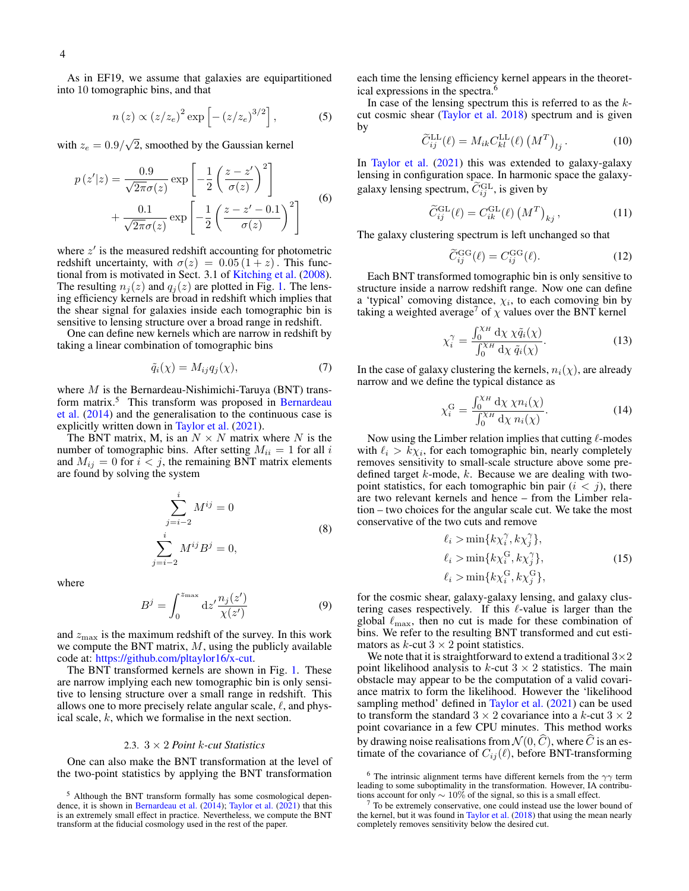As in EF19, we assume that galaxies are equipartitioned into 10 tomographic bins, and that

$$n\left(z\right) \propto \left(z/z_e\right)^2 \exp\left[-\left(z/z_e\right)^{3/2}\right], \tag{5}$$

with $z_e = 0.9/\sqrt{2}$, smoothed by the Gaussian kernel

$$\begin{aligned} p\left(z'|z\right) = &\frac{0.9}{\sqrt{2\pi}\sigma(z)} \exp\left[-\frac{1}{2}\left(\frac{z-z'}{\sigma(z)}\right)^2\right] \\ &+ \frac{0.1}{\sqrt{2\pi}\sigma(z)} \exp\left[-\frac{1}{2}\left(\frac{z-z'-0.1}{\sigma(z)}\right)^2\right] \end{aligned} \tag{6}$$

where $z'$ is the measured redshift accounting for photometric redshift uncertainty, with $\sigma(z) = 0.05\left(1+z\right)$. This functional from is motivated in Sect. 3.1 of Kitching et al. (2008). The resulting $n_j(z)$ and $q_j(z)$ are plotted in Fig. 1. The lensing efficiency kernels are broad in redshift which implies that the shear signal for galaxies inside each tomographic bin is sensitive to lensing structure over a broad range in redshift.

One can define new kernels which are narrow in redshift by taking a linear combination of tomographic bins

$$\tilde{q}_i(\chi) = M_{ij} q_j(\chi), \tag{7}$$

where $M$ is the Bernardeau-Nishimichi-Taruya (BNT) transform matrix.[5] This transform was proposed in Bernardeau et al. (2014) and the generalisation to the continuous case is explicitly written down in Taylor et al. (2021).

The BNT matrix, M, is an $N \times N$ matrix where $N$ is the number of tomographic bins. After setting $M_{ii} = 1$ for all $i$ and $M_{ij} = 0$ for $i < j$, the remaining BNT matrix elements are found by solving the system

$$\begin{aligned} \sum_{j=i-2}^{i} M^{ij} &= 0 \\ \sum_{j=i-2}^{i} M^{ij} B^j &= 0, \end{aligned} \tag{8}$$

where

$$B^j = \int_0^{z_{\max}} \mathrm{d}z' \frac{n_j(z')}{\chi(z')} \tag{9}$$

and $z_{\max}$ is the maximum redshift of the survey. In this work we compute the BNT matrix, $M$, using the publicly available code at: https://github.com/pltaylor16/x-cut.

The BNT transformed kernels are shown in Fig. 1. These are narrow implying each new tomographic bin is only sensitive to lensing structure over a small range in redshift. This allows one to more precisely relate angular scale, $\ell$, and physical scale, $k$, which we formalise in the next section.

### 2.3. $3 \times 2$ *Point $k$-cut Statistics*

One can also make the BNT transformation at the level of the two-point statistics by applying the BNT transformation each time the lensing efficiency kernel appears in the theoretical expressions in the spectra.[6]

In case of the lensing spectrum this is referred to as the $k$-cut cosmic shear (Taylor et al. 2018) spectrum and is given by

$$\widetilde{C}_{ij}^{\mathrm{LL}}(\ell) = M_{ik} C_{kl}^{\mathrm{LL}}(\ell) \left(M^T\right)_{lj}. \tag{10}$$

In Taylor et al. (2021) this was extended to galaxy-galaxy lensing in configuration space. In harmonic space the galaxy-galaxy lensing spectrum, $\widetilde{C}_{ij}^{\mathrm{GL}}$, is given by

$$\widetilde{C}_{ij}^{\mathrm{GL}}(\ell) = C_{ik}^{\mathrm{GL}}(\ell) \left(M^T\right)_{kj}, \tag{11}$$

The galaxy clustering spectrum is left unchanged so that

$$\widetilde{C}_{ij}^{\mathrm{GG}}(\ell) = C_{ij}^{\mathrm{GG}}(\ell). \tag{12}$$

Each BNT transformed tomographic bin is only sensitive to structure inside a narrow redshift range. Now one can define a 'typical' comoving distance, $\chi_i$, to each comoving bin by taking a weighted average[7] of $\chi$ values over the BNT kernel

$$\chi_i^{\gamma} = \frac{\int_0^{\chi_H} \mathrm{d}\chi\, \chi \tilde{q}_i(\chi)}{\int_0^{\chi_H} \mathrm{d}\chi\, \tilde{q}_i(\chi)}. \tag{13}$$

In the case of galaxy clustering the kernels, $n_i(\chi)$, are already narrow and we define the typical distance as

$$\chi_i^{\mathrm{G}} = \frac{\int_0^{\chi_H} \mathrm{d}\chi\, \chi n_i(\chi)}{\int_0^{\chi_H} \mathrm{d}\chi\, n_i(\chi)}. \tag{14}$$

Now using the Limber relation implies that cutting $\ell$-modes with $\ell_i > k\chi_i$, for each tomographic bin, nearly completely removes sensitivity to small-scale structure above some predefined target $k$-mode, $k$. Because we are dealing with two-point statistics, for each tomographic bin pair ($i < j$), there are two relevant kernels and hence – from the Limber relation – two choices for the angular scale cut. We take the most conservative of the two cuts and remove

$$\begin{aligned} \ell_i &> \min\{k\chi_i^{\gamma}, k\chi_j^{\gamma}\}, \\ \ell_i &> \min\{k\chi_i^{\mathrm{G}}, k\chi_j^{\gamma}\}, \\ \ell_i &> \min\{k\chi_i^{\mathrm{G}}, k\chi_j^{\mathrm{G}}\}, \end{aligned} \tag{15}$$

for the cosmic shear, galaxy-galaxy lensing, and galaxy clustering cases respectively. If this $\ell$-value is larger than the global $\ell_{\max}$, then no cut is made for these combination of bins. We refer to the resulting BNT transformed and cut estimators as $k$-cut $3 \times 2$ point statistics.

We note that it is straightforward to extend a traditional $3\times2$ point likelihood analysis to $k$-cut $3 \times 2$ statistics. The main obstacle may appear to be the computation of a valid covariance matrix to form the likelihood. However the 'likelihood sampling method' defined in Taylor et al. (2021) can be used to transform the standard $3 \times 2$ covariance into a $k$-cut $3 \times 2$ point covariance in a few CPU minutes. This method works by drawing noise realisations from $\mathcal{N}(0, \widehat{C})$, where $\widehat{C}$ is an estimate of the covariance of $C_{ij}(\ell)$, before BNT-transforming

---

[5] Although the BNT transform formally has some cosmological dependence, it is shown in Bernardeau et al. (2014); Taylor et al. (2021) that this is an extremely small effect in practice. Nevertheless, we compute the BNT transform at the fiducial cosmology used in the rest of the paper.

[6] The intrinsic alignment terms have different kernels from the $\gamma\gamma$ term leading to some suboptimality in the transformation. However, IA contributions account for only $\sim 10\%$ of the signal, so this is a small effect.

[7] To be extremely conservative, one could instead use the lower bound of the kernel, but it was found in Taylor et al. (2018) that using the mean nearly completely removes sensitivity below the desired cut.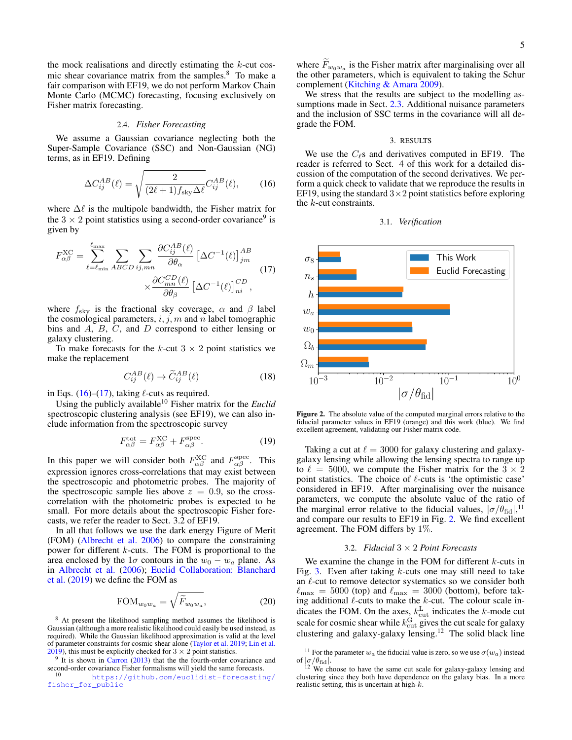the mock realisations and directly estimating the $k$-cut cosmic shear covariance matrix from the samples.[8] To make a fair comparison with EF19, we do not perform Markov Chain Monte Carlo (MCMC) forecasting, focusing exclusively on Fisher matrix forecasting.

### 2.4. *Fisher Forecasting*

We assume a Gaussian covariance neglecting both the Super-Sample Covariance (SSC) and Non-Gaussian (NG) terms, as in EF19. Defining

$$\Delta C_{ij}^{AB}(\ell) = \sqrt{\frac{2}{(2\ell+1) f_{\rm sky} \Delta\ell}}\, C_{ij}^{AB}(\ell), \tag{16}$$

where $\Delta\ell$ is the multipole bandwidth, the Fisher matrix for the $3\times2$ point statistics using a second-order covariance[9] is given by

$$F_{\alpha\beta}^{\rm XC} = \sum_{\ell=\ell_{\rm min}}^{\ell_{\rm max}} \sum_{ABCD} \sum_{ij,mn} \frac{\partial C_{ij}^{AB}(\ell)}{\partial\theta_\alpha} \left[\Delta C^{-1}(\ell)\right]_{jm}^{AB} \times \frac{\partial C_{mn}^{CD}(\ell)}{\partial\theta_\beta} \left[\Delta C^{-1}(\ell)\right]_{ni}^{CD}, \tag{17}$$

where $f_{\rm sky}$ is the fractional sky coverage, $\alpha$ and $\beta$ label the cosmological parameters, $i, j, m$ and $n$ label tomographic bins and $A$, $B$, $C$, and $D$ correspond to either lensing or galaxy clustering.

To make forecasts for the $k$-cut $3\times2$ point statistics we make the replacement

$$C_{ij}^{AB}(\ell) \to \widetilde{C}_{ij}^{AB}(\ell) \tag{18}$$

in Eqs. (16)–(17), taking $\ell$-cuts as required.

Using the publicly available[10] Fisher matrix for the *Euclid* spectroscopic clustering analysis (see EF19), we can also include information from the spectroscopic survey

$$F_{\alpha\beta}^{\rm tot} = F_{\alpha\beta}^{\rm XC} + F_{\alpha\beta}^{\rm spec}. \tag{19}$$

In this paper we will consider both $F_{\alpha\beta}^{\rm XC}$ and $F_{\alpha\beta}^{\rm spec}$. This expression ignores cross-correlations that may exist between the spectroscopic and photometric probes. The majority of the spectroscopic sample lies above $z = 0.9$, so the cross-correlation with the photometric probes is expected to be small. For more details about the spectroscopic Fisher forecasts, we refer the reader to Sect. 3.2 of EF19.

In all that follows we use the dark energy Figure of Merit (FOM) (Albrecht et al. 2006) to compare the constraining power for different $k$-cuts. The FOM is proportional to the area enclosed by the $1\sigma$ contours in the $w_0 - w_a$ plane. As in Albrecht et al. (2006); Euclid Collaboration: Blanchard et al. (2019) we define the FOM as

$$\mathrm{FOM}_{w_0 w_a} = \sqrt{\widetilde{F}_{w_0 w_a}}, \tag{20}$$

where $\widetilde{F}_{w_0 w_a}$ is the Fisher matrix after marginalising over all the other parameters, which is equivalent to taking the Schur complement (Kitching & Amara 2009).

We stress that the results are subject to the modelling assumptions made in Sect. 2.3. Additional nuisance parameters and the inclusion of SSC terms in the covariance will all degrade the FOM.

## 3. RESULTS

We use the $C_\ell$s and derivatives computed in EF19. The reader is referred to Sect. 4 of this work for a detailed discussion of the computation of the second derivatives. We perform a quick check to validate that we reproduce the results in EF19, using the standard $3\times2$ point statistics before exploring the $k$-cut constraints.

### 3.1. *Verification*

**Figure 2.** The absolute value of the computed marginal errors relative to the fiducial parameter values in EF19 (orange) and this work (blue). We find excellent agreement, validating our Fisher matrix code.

Taking a cut at $\ell = 3000$ for galaxy clustering and galaxy-galaxy lensing while allowing the lensing spectra to range up to $\ell = 5000$, we compute the Fisher matrix for the $3\times2$ point statistics. The choice of $\ell$-cuts is 'the optimistic case' considered in EF19. After marginalising over the nuisance parameters, we compute the absolute value of the ratio of the marginal error relative to the fiducial values, $|\sigma/\theta_{\rm fid}|$,[11] and compare our results to EF19 in Fig. 2. We find excellent agreement. The FOM differs by 1%.

### 3.2. *Fiducial $3\times2$ Point Forecasts*

We examine the change in the FOM for different $k$-cuts in Fig. 3. Even after taking $k$-cuts one may still need to take an $\ell$-cut to remove detector systematics so we consider both $\ell_{\rm max} = 5000$ (top) and $\ell_{\rm max} = 3000$ (bottom), before taking additional $\ell$-cuts to make the $k$-cut. The colour scale indicates the FOM. On the axes, $k_{\rm cut}^{\rm L}$ indicates the $k$-mode cut scale for cosmic shear while $k_{\rm cut}^{\rm G}$ gives the cut scale for galaxy clustering and galaxy-galaxy lensing.[12] The solid black line

---

[8] At present the likelihood sampling method assumes the likelihood is Gaussian (although a more realistic likelihood could easily be used instead, as required). While the Gaussian likelihood approximation is valid at the level of parameter constraints for cosmic shear alone (Taylor et al. 2019; Lin et al. 2019), this must be explicitly checked for $3\times2$ point statistics.

[9] It is shown in Carron (2013) that the fourth-order covariance and second-order covariance Fisher formalisms will yield the same forecasts.

[10] https://github.com/euclidist-forecasting/fisher_for_public

[11] For the parameter $w_a$ the fiducial value is zero, so we use $\sigma(w_a)$ instead of $|\sigma/\theta_{\rm fid}|$.

[12] We choose to have the same cut scale for galaxy-galaxy lensing and clustering since they both have dependence on the galaxy bias. In a more realistic setting, this is uncertain at high-$k$.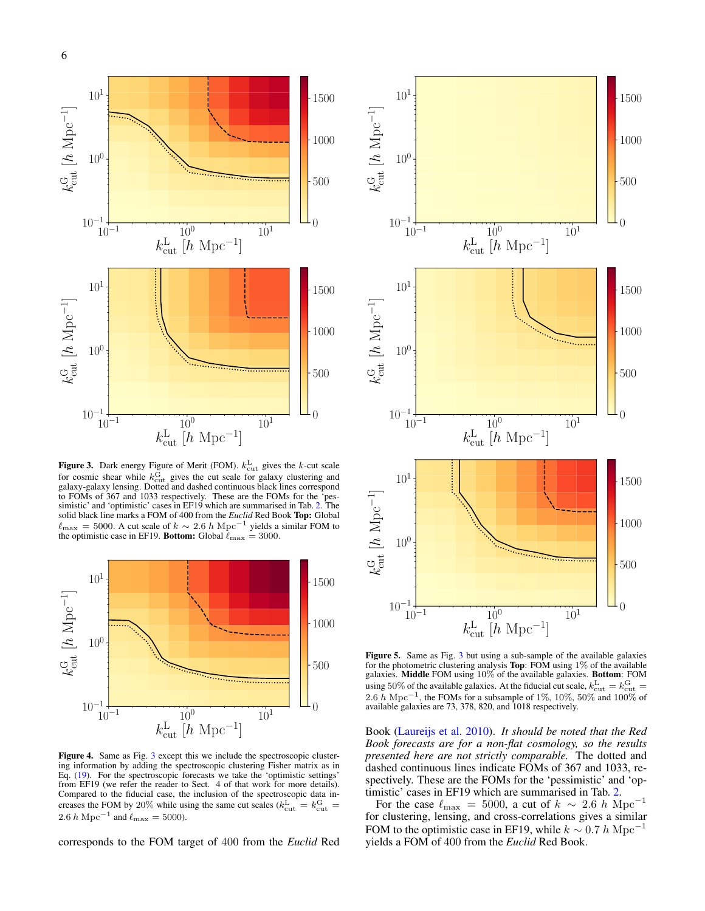**Figure 3.** Dark energy Figure of Merit (FOM). $k_{\rm cut}^{\rm L}$ gives the $k$-cut scale for cosmic shear while $k_{\rm cut}^{\rm G}$ gives the cut scale for galaxy clustering and galaxy-galaxy lensing. Dotted and dashed continuous black lines correspond to FOMs of 367 and 1033 respectively. These are the FOMs for the 'pessimistic' and 'optimistic' cases in EF19 which are summarised in Tab. 2. The solid black line marks a FOM of 400 from the *Euclid* Red Book **Top:** Global $\ell_{\rm max} = 5000$. A cut scale of $k \sim 2.6\ h\ {\rm Mpc}^{-1}$ yields a similar FOM to the optimistic case in EF19. **Bottom:** Global $\ell_{\rm max} = 3000$.

**Figure 4.** Same as Fig. 3 except this we include the spectroscopic clustering information by adding the spectroscopic clustering Fisher matrix as in Eq. (19). For the spectroscopic forecasts we take the 'optimistic settings' from EF19 (we refer the reader to Sect. 4 of that work for more details). Compared to the fiducial case, the inclusion of the spectroscopic data increases the FOM by 20% while using the same cut scales ($k_{\rm cut}^{\rm L} = k_{\rm cut}^{\rm G} = 2.6\ h\ {\rm Mpc}^{-1}$ and $\ell_{\rm max} = 5000$).

**Figure 5.** Same as Fig. 3 but using a sub-sample of the available galaxies for the photometric clustering analysis **Top**: FOM using 1% of the available galaxies. **Middle** FOM using 10% of the available galaxies. **Bottom**: FOM using 50% of the available galaxies. At the fiducial cut scale, $k_{\rm cut}^{\rm L} = k_{\rm cut}^{\rm G} = 2.6\ h\ {\rm Mpc}^{-1}$, the FOMs for a subsample of 1%, 10%, 50% and 100% of available galaxies are 73, 378, 820, and 1018 respectively.

corresponds to the FOM target of 400 from the *Euclid* Red Book (Laureijs et al. 2010). *It should be noted that the Red Book forecasts are for a non-flat cosmology, so the results presented here are not strictly comparable.* The dotted and dashed continuous lines indicate FOMs of 367 and 1033, respectively. These are the FOMs for the 'pessimistic' and 'optimistic' cases in EF19 which are summarised in Tab. 2.

For the case $\ell_{\rm max} = 5000$, a cut of $k \sim 2.6\ h\ {\rm Mpc}^{-1}$ for clustering, lensing, and cross-correlations gives a similar FOM to the optimistic case in EF19, while $k \sim 0.7\ h\ {\rm Mpc}^{-1}$ yields a FOM of 400 from the *Euclid* Red Book.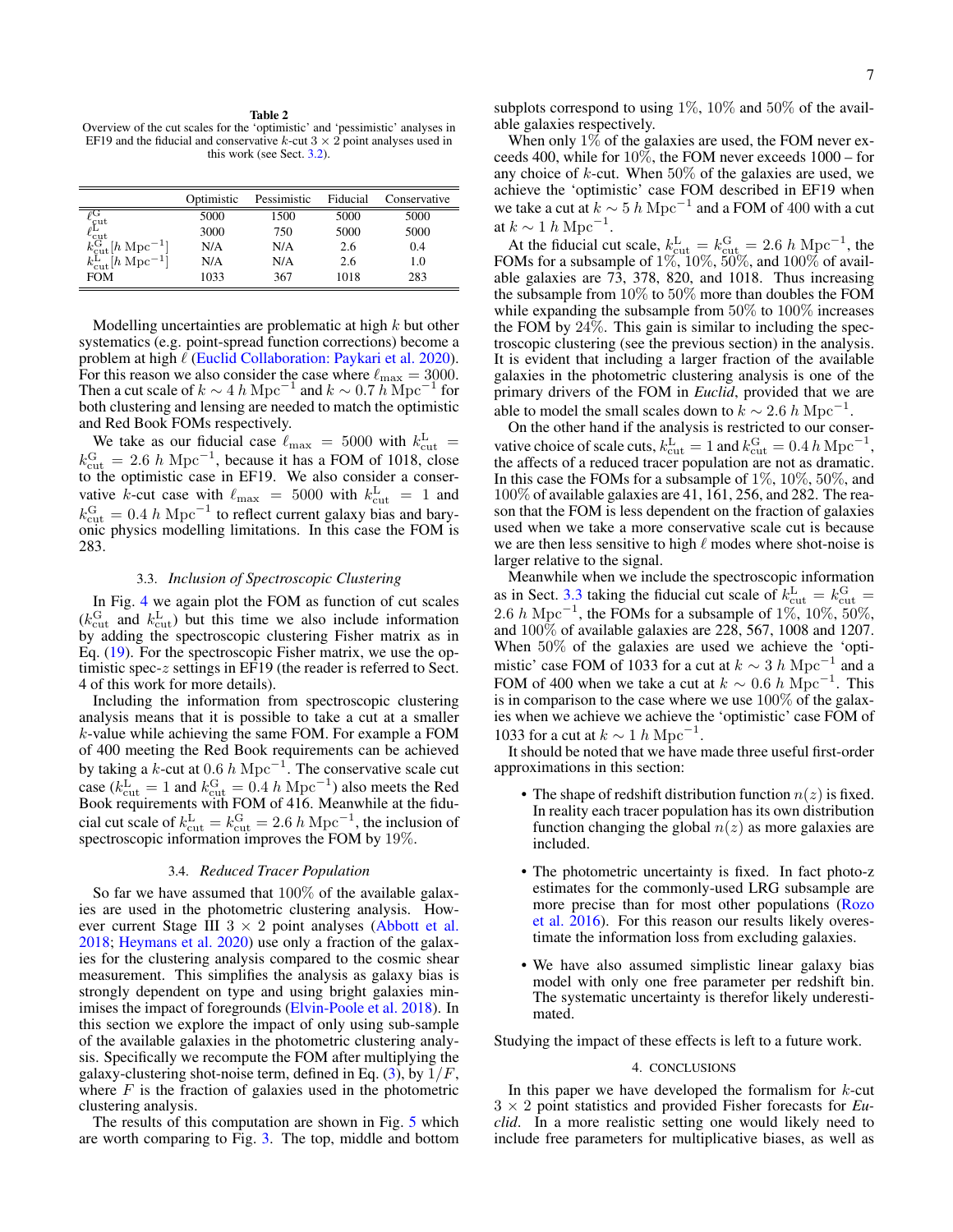**Table 2**
Overview of the cut scales for the 'optimistic' and 'pessimistic' analyses in EF19 and the fiducial and conservative $k$-cut $3 \times 2$ point analyses used in this work (see Sect. 3.2).

| | Optimistic | Pessimistic | Fiducial | Conservative |
|---|---|---|---|---|
| $\ell^{\rm G}_{\rm cut}$ | 5000 | 1500 | 5000 | 5000 |
| $\ell^{\rm L}_{\rm cut}$ | 3000 | 750 | 5000 | 5000 |
| $k^{\rm G}_{\rm cut}[h\ {\rm Mpc}^{-1}]$ | N/A | N/A | 2.6 | 0.4 |
| $k^{\rm L}_{\rm cut}[h\ {\rm Mpc}^{-1}]$ | N/A | N/A | 2.6 | 1.0 |
| FOM | 1033 | 367 | 1018 | 283 |

Modelling uncertainties are problematic at high $k$ but other systematics (e.g. point-spread function corrections) become a problem at high $\ell$ (Euclid Collaboration: Paykari et al. 2020). For this reason we also consider the case where $\ell_{\rm max} = 3000$. Then a cut scale of $k \sim 4\ h\ {\rm Mpc}^{-1}$ and $k \sim 0.7\ h\ {\rm Mpc}^{-1}$ for both clustering and lensing are needed to match the optimistic and Red Book FOMs respectively.

We take as our fiducial case $\ell_{\rm max} = 5000$ with $k^{\rm L}_{\rm cut} = k^{\rm G}_{\rm cut} = 2.6\ h\ {\rm Mpc}^{-1}$, because it has a FOM of 1018, close to the optimistic case in EF19. We also consider a conservative $k$-cut case with $\ell_{\rm max} = 5000$ with $k^{\rm L}_{\rm cut} = 1$ and $k^{\rm G}_{\rm cut} = 0.4\ h\ {\rm Mpc}^{-1}$ to reflect current galaxy bias and baryonic physics modelling limitations. In this case the FOM is 283.

### 3.3. *Inclusion of Spectroscopic Clustering*

In Fig. 4 we again plot the FOM as function of cut scales ($k^{\rm G}_{\rm cut}$ and $k^{\rm L}_{\rm cut}$) but this time we also include information by adding the spectroscopic clustering Fisher matrix as in Eq. (19). For the spectroscopic Fisher matrix, we use the optimistic spec-$z$ settings in EF19 (the reader is referred to Sect. 4 of this work for more details).

Including the information from spectroscopic clustering analysis means that it is possible to take a cut at a smaller $k$-value while achieving the same FOM. For example a FOM of 400 meeting the Red Book requirements can be achieved by taking a $k$-cut at $0.6\ h\ {\rm Mpc}^{-1}$. The conservative scale cut case ($k^{\rm L}_{\rm cut} = 1$ and $k^{\rm G}_{\rm cut} = 0.4\ h\ {\rm Mpc}^{-1}$) also meets the Red Book requirements with FOM of 416. Meanwhile at the fiducial cut scale of $k^{\rm L}_{\rm cut} = k^{\rm G}_{\rm cut} = 2.6\ h\ {\rm Mpc}^{-1}$, the inclusion of spectroscopic information improves the FOM by 19%.

### 3.4. *Reduced Tracer Population*

So far we have assumed that 100% of the available galaxies are used in the photometric clustering analysis. However current Stage III $3 \times 2$ point analyses (Abbott et al. 2018; Heymans et al. 2020) use only a fraction of the galaxies for the clustering analysis compared to the cosmic shear measurement. This simplifies the analysis as galaxy bias is strongly dependent on type and using bright galaxies minimises the impact of foregrounds (Elvin-Poole et al. 2018). In this section we explore the impact of only using sub-sample of the available galaxies in the photometric clustering analysis. Specifically we recompute the FOM after multiplying the galaxy-clustering shot-noise term, defined in Eq. (3), by $1/F$, where $F$ is the fraction of galaxies used in the photometric clustering analysis.

The results of this computation are shown in Fig. 5 which are worth comparing to Fig. 3. The top, middle and bottom subplots correspond to using 1%, 10% and 50% of the available galaxies respectively.

When only 1% of the galaxies are used, the FOM never exceeds 400, while for 10%, the FOM never exceeds 1000 – for any choice of $k$-cut. When 50% of the galaxies are used, we achieve the 'optimistic' case FOM described in EF19 when we take a cut at $k \sim 5\ h\ {\rm Mpc}^{-1}$ and a FOM of 400 with a cut at $k \sim 1\ h\ {\rm Mpc}^{-1}$.

At the fiducial cut scale, $k^{\rm L}_{\rm cut} = k^{\rm G}_{\rm cut} = 2.6\ h\ {\rm Mpc}^{-1}$, the FOMs for a subsample of 1%, 10%, 50%, and 100% of available galaxies are 73, 378, 820, and 1018. Thus increasing the subsample from 10% to 50% more than doubles the FOM while expanding the subsample from 50% to 100% increases the FOM by 24%. This gain is similar to including the spectroscopic clustering (see the previous section) in the analysis. It is evident that including a larger fraction of the available galaxies in the photometric clustering analysis is one of the primary drivers of the FOM in *Euclid*, provided that we are able to model the small scales down to $k \sim 2.6\ h\ {\rm Mpc}^{-1}$.

On the other hand if the analysis is restricted to our conservative choice of scale cuts, $k^{\rm L}_{\rm cut} = 1$ and $k^{\rm G}_{\rm cut} = 0.4\ h\ {\rm Mpc}^{-1}$, the affects of a reduced tracer population are not as dramatic. In this case the FOMs for a subsample of 1%, 10%, 50%, and 100% of available galaxies are 41, 161, 256, and 282. The reason that the FOM is less dependent on the fraction of galaxies used when we take a more conservative scale cut is because we are then less sensitive to high $\ell$ modes where shot-noise is larger relative to the signal.

Meanwhile when we include the spectroscopic information as in Sect. 3.3 taking the fiducial cut scale of $k^{\rm L}_{\rm cut} = k^{\rm G}_{\rm cut} = 2.6\ h\ {\rm Mpc}^{-1}$, the FOMs for a subsample of 1%, 10%, 50%, and 100% of available galaxies are 228, 567, 1008 and 1207. When 50% of the galaxies are used we achieve the 'optimistic' case FOM of 1033 for a cut at $k \sim 3\ h\ {\rm Mpc}^{-1}$ and a FOM of 400 when we take a cut at $k \sim 0.6\ h\ {\rm Mpc}^{-1}$. This is in comparison to the case where we use 100% of the galaxies when we achieve the 'optimistic' case FOM of 1033 for a cut at $k \sim 1\ h\ {\rm Mpc}^{-1}$.

It should be noted that we have made three useful first-order approximations in this section:

- The shape of redshift distribution function $n(z)$ is fixed. In reality each tracer population has its own distribution function changing the global $n(z)$ as more galaxies are included.
- The photometric uncertainty is fixed. In fact photo-z estimates for the commonly-used LRG subsample are more precise than for most other populations (Rozo et al. 2016). For this reason our results likely overestimate the information loss from excluding galaxies.
- We have also assumed simplistic linear galaxy bias model with only one free parameter per redshift bin. The systematic uncertainty is therefor likely underestimated.

Studying the impact of these effects is left to a future work.

## 4. CONCLUSIONS

In this paper we have developed the formalism for $k$-cut $3 \times 2$ point statistics and provided Fisher forecasts for *Euclid*. In a more realistic setting one would likely need to include free parameters for multiplicative biases, as well as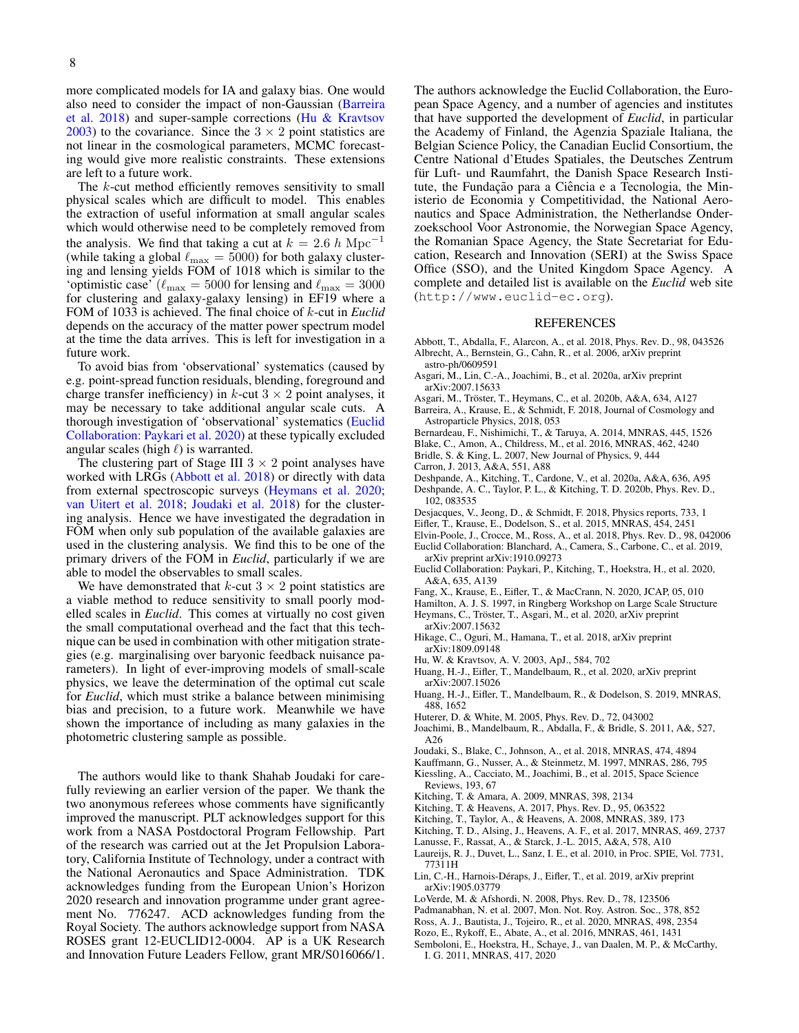more complicated models for IA and galaxy bias. One would also need to consider the impact of non-Gaussian (Barreira et al. 2018) and super-sample corrections (Hu & Kravtsov 2003) to the covariance. Since the $3 \times 2$ point statistics are not linear in the cosmological parameters, MCMC forecasting would give more realistic constraints. These extensions are left to a future work.

The $k$-cut method efficiently removes sensitivity to small physical scales which are difficult to model. This enables the extraction of useful information at small angular scales which would otherwise need to be completely removed from the analysis. We find that taking a cut at $k = 2.6\ h\ \mathrm{Mpc}^{-1}$ (while taking a global $\ell_{\max} = 5000$) for both galaxy clustering and lensing yields FOM of 1018 which is similar to the 'optimistic case' ($\ell_{\max} = 5000$ for lensing and $\ell_{\max} = 3000$ for clustering and galaxy-galaxy lensing) in EF19 where a FOM of 1033 is achieved. The final choice of $k$-cut in *Euclid* depends on the accuracy of the matter power spectrum model at the time the data arrives. This is left for investigation in a future work.

To avoid bias from 'observational' systematics (caused by e.g. point-spread function residuals, blending, foreground and charge transfer inefficiency) in $k$-cut $3 \times 2$ point analyses, it may be necessary to take additional angular scale cuts. A thorough investigation of 'observational' systematics (Euclid Collaboration: Paykari et al. 2020) at these typically excluded angular scales (high $\ell$) is warranted.

The clustering part of Stage III $3 \times 2$ point analyses have worked with LRGs (Abbott et al. 2018) or directly with data from external spectroscopic surveys (Heymans et al. 2020; van Uitert et al. 2018; Joudaki et al. 2018) for the clustering analysis. Hence we have investigated the degradation in FOM when only sub population of the available galaxies are used in the clustering analysis. We find this to be one of the primary drivers of the FOM in *Euclid*, particularly if we are able to model the observables to small scales.

We have demonstrated that $k$-cut $3 \times 2$ point statistics are a viable method to reduce sensitivity to small poorly modelled scales in *Euclid*. This comes at virtually no cost given the small computational overhead and the fact that this technique can be used in combination with other mitigation strategies (e.g. marginalising over baryonic feedback nuisance parameters). In light of ever-improving models of small-scale physics, we leave the determination of the optimal cut scale for *Euclid*, which must strike a balance between minimising bias and precision, to a future work. Meanwhile we have shown the importance of including as many galaxies in the photometric clustering sample as possible.

The authors would like to thank Shahab Joudaki for carefully reviewing an earlier version of the paper. We thank the two anonymous referees whose comments have significantly improved the manuscript. PLT acknowledges support for this work from a NASA Postdoctoral Program Fellowship. Part of the research was carried out at the Jet Propulsion Laboratory, California Institute of Technology, under a contract with the National Aeronautics and Space Administration. TDK acknowledges funding from the European Union's Horizon 2020 research and innovation programme under grant agreement No. 776247. ACD acknowledges funding from the Royal Society. The authors acknowledge support from NASA ROSES grant 12-EUCLID12-0004. AP is a UK Research and Innovation Future Leaders Fellow, grant MR/S016066/1.

The authors acknowledge the Euclid Collaboration, the European Space Agency, and a number of agencies and institutes that have supported the development of *Euclid*, in particular the Academy of Finland, the Agenzia Spaziale Italiana, the Belgian Science Policy, the Canadian Euclid Consortium, the Centre National d'Etudes Spatiales, the Deutsches Zentrum für Luft- und Raumfahrt, the Danish Space Research Institute, the Fundação para a Ciência e a Tecnologia, the Ministerio de Economia y Competitividad, the National Aeronautics and Space Administration, the Netherlandse Onderzoekschool Voor Astronomie, the Norwegian Space Agency, the Romanian Space Agency, the State Secretariat for Education, Research and Innovation (SERI) at the Swiss Space Office (SSO), and the United Kingdom Space Agency. A complete and detailed list is available on the *Euclid* web site (`http://www.euclid-ec.org`).

## REFERENCES

Abbott, T., Abdalla, F., Alarcon, A., et al. 2018, Phys. Rev. D., 98, 043526
Albrecht, A., Bernstein, G., Cahn, R., et al. 2006, arXiv preprint astro-ph/0609591
Asgari, M., Lin, C.-A., Joachimi, B., et al. 2020a, arXiv preprint arXiv:2007.15633
Asgari, M., Tröster, T., Heymans, C., et al. 2020b, A&A, 634, A127
Barreira, A., Krause, E., & Schmidt, F. 2018, Journal of Cosmology and Astroparticle Physics, 2018, 053
Bernardeau, F., Nishimichi, T., & Taruya, A. 2014, MNRAS, 445, 1526
Blake, C., Amon, A., Childress, M., et al. 2016, MNRAS, 462, 4240
Bridle, S. & King, L. 2007, New Journal of Physics, 9, 444
Carron, J. 2013, A&A, 551, A88
Deshpande, A., Kitching, T., Cardone, V., et al. 2020a, A&A, 636, A95
Deshpande, A. C., Taylor, P. L., & Kitching, T. D. 2020b, Phys. Rev. D., 102, 083535
Desjacques, V., Jeong, D., & Schmidt, F. 2018, Physics reports, 733, 1
Eifler, T., Krause, E., Dodelson, S., et al. 2015, MNRAS, 454, 2451
Elvin-Poole, J., Crocce, M., Ross, A., et al. 2018, Phys. Rev. D., 98, 042006
Euclid Collaboration: Blanchard, A., Camera, S., Carbone, C., et al. 2019, arXiv preprint arXiv:1910.09273
Euclid Collaboration: Paykari, P., Kitching, T., Hoekstra, H., et al. 2020, A&A, 635, A139
Fang, X., Krause, E., Eifler, T., & MacCrann, N. 2020, JCAP, 05, 010
Hamilton, A. J. S. 1997, in Ringberg Workshop on Large Scale Structure
Heymans, C., Tröster, T., Asgari, M., et al. 2020, arXiv preprint arXiv:2007.15632
Hikage, C., Oguri, M., Hamana, T., et al. 2018, arXiv preprint arXiv:1809.09148
Hu, W. & Kravtsov, A. V. 2003, ApJ., 584, 702
Huang, H.-J., Eifler, T., Mandelbaum, R., et al. 2020, arXiv preprint arXiv:2007.15026
Huang, H.-J., Eifler, T., Mandelbaum, R., & Dodelson, S. 2019, MNRAS, 488, 1652
Huterer, D. & White, M. 2005, Phys. Rev. D., 72, 043002
Joachimi, B., Mandelbaum, R., Abdalla, F., & Bridle, S. 2011, A&, 527, A26
Joudaki, S., Blake, C., Johnson, A., et al. 2018, MNRAS, 474, 4894
Kauffmann, G., Nusser, A., & Steinmetz, M. 1997, MNRAS, 286, 795
Kiessling, A., Cacciato, M., Joachimi, B., et al. 2015, Space Science Reviews, 193, 67
Kitching, T. & Amara, A. 2009, MNRAS, 398, 2134
Kitching, T. & Heavens, A. 2017, Phys. Rev. D., 95, 063522
Kitching, T., Taylor, A., & Heavens, A. 2008, MNRAS, 389, 173
Kitching, T. D., Alsing, J., Heavens, A. F., et al. 2017, MNRAS, 469, 2737
Lanusse, F., Rassat, A., & Starck, J.-L. 2015, A&A, 578, A10
Laureijs, R. J., Duvet, L., Sanz, I. E., et al. 2010, in Proc. SPIE, Vol. 7731, 77311H
Lin, C.-H., Harnois-Déraps, J., Eifler, T., et al. 2019, arXiv preprint arXiv:1905.03779
LoVerde, M. & Afshordi, N. 2008, Phys. Rev. D., 78, 123506
Padmanabhan, N. et al. 2007, Mon. Not. Roy. Astron. Soc., 378, 852
Ross, A. J., Bautista, J., Tojeiro, R., et al. 2020, MNRAS, 498, 2354
Rozo, E., Rykoff, E., Abate, A., et al. 2016, MNRAS, 461, 1431
Semboloni, E., Hoekstra, H., Schaye, J., van Daalen, M. P., & McCarthy, I. G. 2011, MNRAS, 417, 2020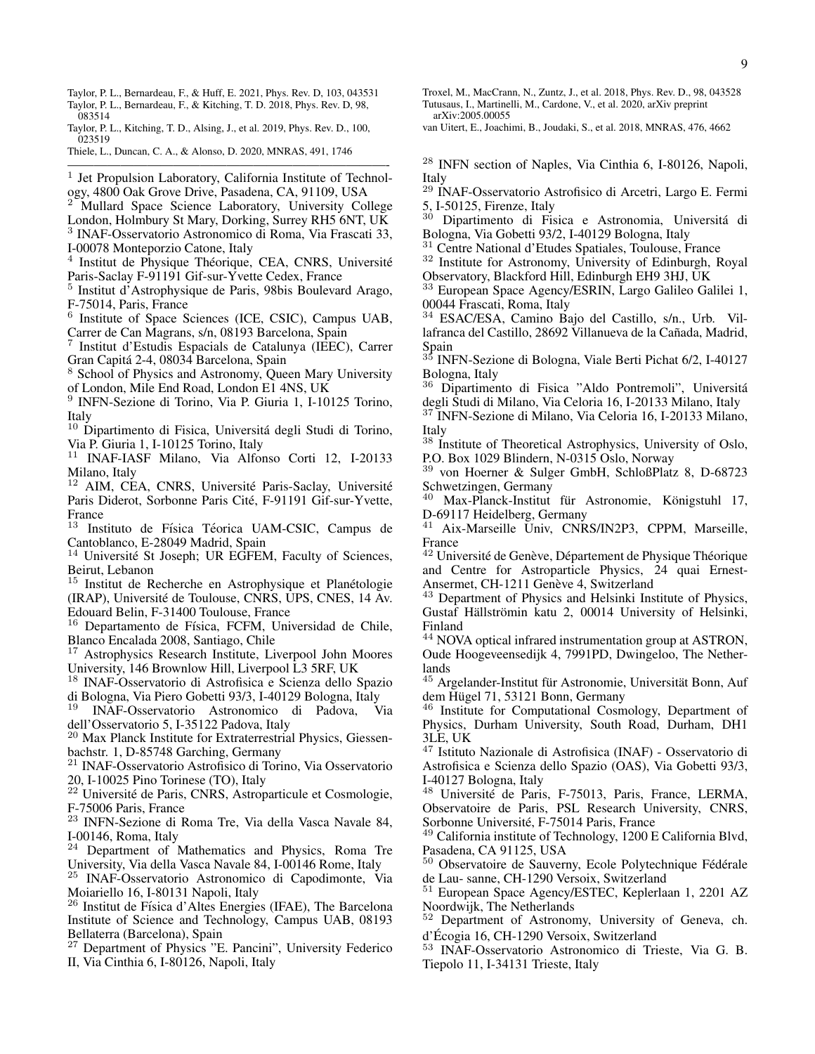Taylor, P. L., Bernardeau, F., & Huff, E. 2021, Phys. Rev. D, 103, 043531

Taylor, P. L., Bernardeau, F., & Kitching, T. D. 2018, Phys. Rev. D, 98, 083514

Taylor, P. L., Kitching, T. D., Alsing, J., et al. 2019, Phys. Rev. D., 100, 023519

Thiele, L., Duncan, C. A., & Alonso, D. 2020, MNRAS, 491, 1746

Troxel, M., MacCrann, N., Zuntz, J., et al. 2018, Phys. Rev. D., 98, 043528

Tutusaus, I., Martinelli, M., Cardone, V., et al. 2020, arXiv preprint arXiv:2005.00055

van Uitert, E., Joachimi, B., Joudaki, S., et al. 2018, MNRAS, 476, 4662

---

[1] Jet Propulsion Laboratory, California Institute of Technology, 4800 Oak Grove Drive, Pasadena, CA, 91109, USA
[2] Mullard Space Science Laboratory, University College London, Holmbury St Mary, Dorking, Surrey RH5 6NT, UK
[3] INAF-Osservatorio Astronomico di Roma, Via Frascati 33, I-00078 Monteporzio Catone, Italy
[4] Institut de Physique Théorique, CEA, CNRS, Université Paris-Saclay F-91191 Gif-sur-Yvette Cedex, France
[5] Institut d'Astrophysique de Paris, 98bis Boulevard Arago, F-75014, Paris, France
[6] Institute of Space Sciences (ICE, CSIC), Campus UAB, Carrer de Can Magrans, s/n, 08193 Barcelona, Spain
[7] Institut d'Estudis Espacials de Catalunya (IEEC), Carrer Gran Capitá 2-4, 08034 Barcelona, Spain
[8] School of Physics and Astronomy, Queen Mary University of London, Mile End Road, London E1 4NS, UK
[9] INFN-Sezione di Torino, Via P. Giuria 1, I-10125 Torino, Italy
[10] Dipartimento di Fisica, Universitá degli Studi di Torino, Via P. Giuria 1, I-10125 Torino, Italy
[11] INAF-IASF Milano, Via Alfonso Corti 12, I-20133 Milano, Italy
[12] AIM, CEA, CNRS, Université Paris-Saclay, Université Paris Diderot, Sorbonne Paris Cité, F-91191 Gif-sur-Yvette, France
[13] Instituto de Física Téorica UAM-CSIC, Campus de Cantoblanco, E-28049 Madrid, Spain
[14] Université St Joseph; UR EGFEM, Faculty of Sciences, Beirut, Lebanon
[15] Institut de Recherche en Astrophysique et Planétologie (IRAP), Université de Toulouse, CNRS, UPS, CNES, 14 Av. Edouard Belin, F-31400 Toulouse, France
[16] Departamento de Física, FCFM, Universidad de Chile, Blanco Encalada 2008, Santiago, Chile
[17] Astrophysics Research Institute, Liverpool John Moores University, 146 Brownlow Hill, Liverpool L3 5RF, UK
[18] INAF-Osservatorio di Astrofisica e Scienza dello Spazio di Bologna, Via Piero Gobetti 93/3, I-40129 Bologna, Italy
[19] INAF-Osservatorio Astronomico di Padova, Via dell'Osservatorio 5, I-35122 Padova, Italy
[20] Max Planck Institute for Extraterrestrial Physics, Giessenbachstr. 1, D-85748 Garching, Germany
[21] INAF-Osservatorio Astrofisico di Torino, Via Osservatorio 20, I-10025 Pino Torinese (TO), Italy
[22] Université de Paris, CNRS, Astroparticule et Cosmologie, F-75006 Paris, France
[23] INFN-Sezione di Roma Tre, Via della Vasca Navale 84, I-00146, Roma, Italy
[24] Department of Mathematics and Physics, Roma Tre University, Via della Vasca Navale 84, I-00146 Rome, Italy
[25] INAF-Osservatorio Astronomico di Capodimonte, Via Moiariello 16, I-80131 Napoli, Italy
[26] Institut de Física d'Altes Energies (IFAE), The Barcelona Institute of Science and Technology, Campus UAB, 08193 Bellaterra (Barcelona), Spain
[27] Department of Physics "E. Pancini", University Federico II, Via Cinthia 6, I-80126, Napoli, Italy
[28] INFN section of Naples, Via Cinthia 6, I-80126, Napoli, Italy
[29] INAF-Osservatorio Astrofisico di Arcetri, Largo E. Fermi 5, I-50125, Firenze, Italy
[30] Dipartimento di Fisica e Astronomia, Universitá di Bologna, Via Gobetti 93/2, I-40129 Bologna, Italy
[31] Centre National d'Etudes Spatiales, Toulouse, France
[32] Institute for Astronomy, University of Edinburgh, Royal Observatory, Blackford Hill, Edinburgh EH9 3HJ, UK
[33] European Space Agency/ESRIN, Largo Galileo Galilei 1, 00044 Frascati, Roma, Italy
[34] ESAC/ESA, Camino Bajo del Castillo, s/n., Urb. Villafranca del Castillo, 28692 Villanueva de la Cañada, Madrid, Spain
[35] INFN-Sezione di Bologna, Viale Berti Pichat 6/2, I-40127 Bologna, Italy
[36] Dipartimento di Fisica "Aldo Pontremoli", Universitá degli Studi di Milano, Via Celoria 16, I-20133 Milano, Italy
[37] INFN-Sezione di Milano, Via Celoria 16, I-20133 Milano, Italy
[38] Institute of Theoretical Astrophysics, University of Oslo, P.O. Box 1029 Blindern, N-0315 Oslo, Norway
[39] von Hoerner & Sulger GmbH, SchloßPlatz 8, D-68723 Schwetzingen, Germany
[40] Max-Planck-Institut für Astronomie, Königstuhl 17, D-69117 Heidelberg, Germany
[41] Aix-Marseille Univ, CNRS/IN2P3, CPPM, Marseille, France
[42] Université de Genève, Département de Physique Théorique and Centre for Astroparticle Physics, 24 quai Ernest-Ansermet, CH-1211 Genève 4, Switzerland
[43] Department of Physics and Helsinki Institute of Physics, Gustaf Hällströmin katu 2, 00014 University of Helsinki, Finland
[44] NOVA optical infrared instrumentation group at ASTRON, Oude Hoogeveensedijk 4, 7991PD, Dwingeloo, The Netherlands
[45] Argelander-Institut für Astronomie, Universität Bonn, Auf dem Hügel 71, 53121 Bonn, Germany
[46] Institute for Computational Cosmology, Department of Physics, Durham University, South Road, Durham, DH1 3LE, UK
[47] Istituto Nazionale di Astrofisica (INAF) - Osservatorio di Astrofisica e Scienza dello Spazio (OAS), Via Gobetti 93/3, I-40127 Bologna, Italy
[48] Université de Paris, F-75013, Paris, France, LERMA, Observatoire de Paris, PSL Research University, CNRS, Sorbonne Université, F-75014 Paris, France
[49] California institute of Technology, 1200 E California Blvd, Pasadena, CA 91125, USA
[50] Observatoire de Sauverny, Ecole Polytechnique Fédérale de Lau- sanne, CH-1290 Versoix, Switzerland
[51] European Space Agency/ESTEC, Keplerlaan 1, 2201 AZ Noordwijk, The Netherlands
[52] Department of Astronomy, University of Geneva, ch. d'Écogia 16, CH-1290 Versoix, Switzerland
[53] INAF-Osservatorio Astronomico di Trieste, Via G. B. Tiepolo 11, I-34131 Trieste, Italy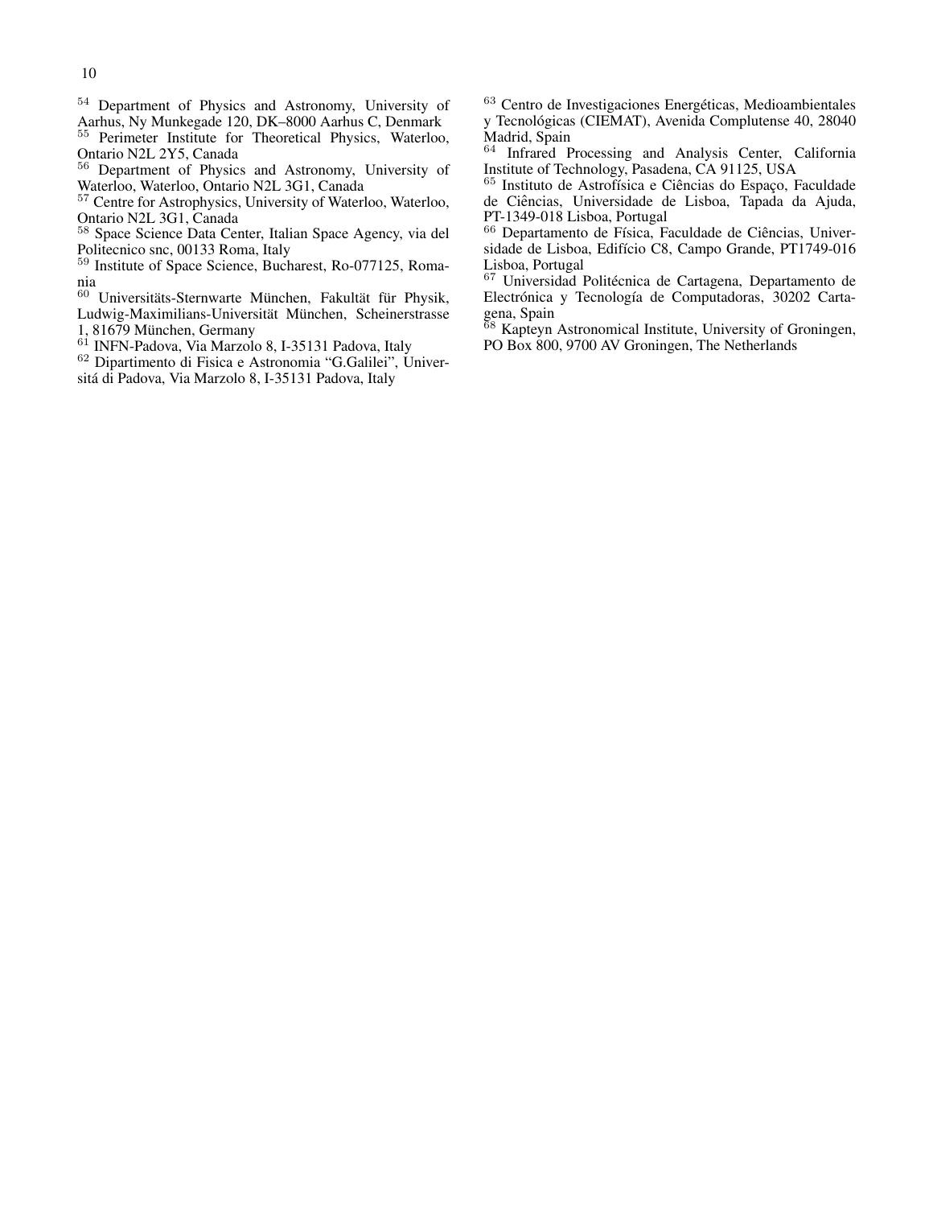[54] Department of Physics and Astronomy, University of Aarhus, Ny Munkegade 120, DK–8000 Aarhus C, Denmark
[55] Perimeter Institute for Theoretical Physics, Waterloo, Ontario N2L 2Y5, Canada
[56] Department of Physics and Astronomy, University of Waterloo, Waterloo, Ontario N2L 3G1, Canada
[57] Centre for Astrophysics, University of Waterloo, Waterloo, Ontario N2L 3G1, Canada
[58] Space Science Data Center, Italian Space Agency, via del Politecnico snc, 00133 Roma, Italy
[59] Institute of Space Science, Bucharest, Ro-077125, Romania
[60] Universitäts-Sternwarte München, Fakultät für Physik, Ludwig-Maximilians-Universität München, Scheinerstrasse 1, 81679 München, Germany
[61] INFN-Padova, Via Marzolo 8, I-35131 Padova, Italy
[62] Dipartimento di Fisica e Astronomia "G.Galilei", Universitá di Padova, Via Marzolo 8, I-35131 Padova, Italy
[63] Centro de Investigaciones Energéticas, Medioambientales y Tecnológicas (CIEMAT), Avenida Complutense 40, 28040 Madrid, Spain
[64] Infrared Processing and Analysis Center, California Institute of Technology, Pasadena, CA 91125, USA
[65] Instituto de Astrofísica e Ciências do Espaço, Faculdade de Ciências, Universidade de Lisboa, Tapada da Ajuda, PT-1349-018 Lisboa, Portugal
[66] Departamento de Física, Faculdade de Ciências, Universidade de Lisboa, Edifício C8, Campo Grande, PT1749-016 Lisboa, Portugal
[67] Universidad Politécnica de Cartagena, Departamento de Electrónica y Tecnología de Computadoras, 30202 Cartagena, Spain
[68] Kapteyn Astronomical Institute, University of Groningen, PO Box 800, 9700 AV Groningen, The Netherlands